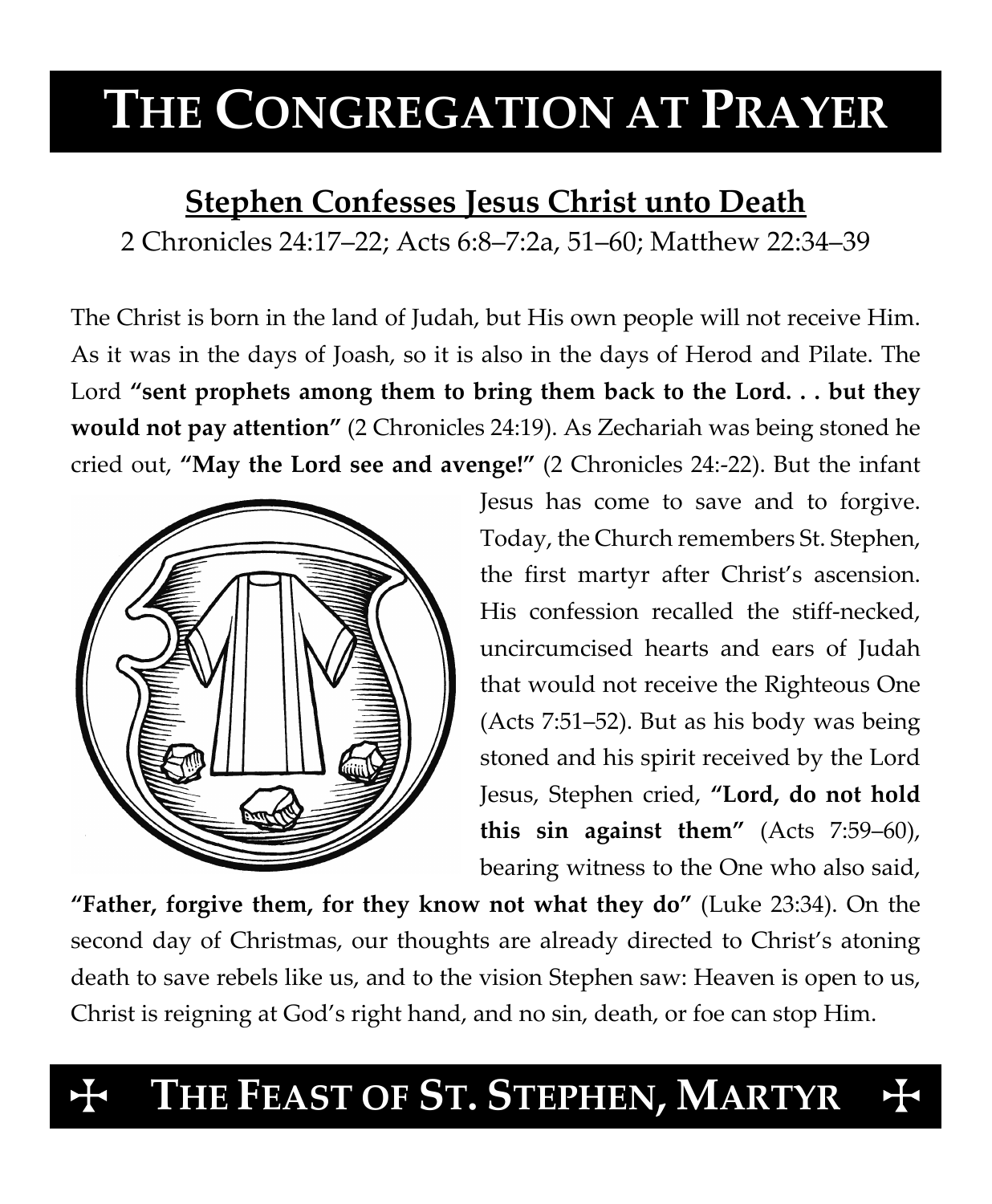# THE CONGREGATION AT PRAYER

## Stephen Confesses Jesus Christ unto Death

2 Chronicles 24:17–22; Acts 6:8–7:2a, 51–60; Matthew 22:34–39

The Christ is born in the land of Judah, but His own people will not receive Him. As it was in the days of Joash, so it is also in the days of Herod and Pilate. The Lord **"sent prophets among them to bring them back to the Lord. . . but they would not pay attention"** (2 Chronicles 24:19). As Zechariah was being stoned he cried out, **"May the Lord see and avenge!"** (2 Chronicles 24:-22). But the infant Jesus has come to save and to forgive. Today, the Church remembers St. Stephen, the first martyr after Christ's ascension. His confession recalled the stiff-necked, uncircumcised hearts and ears of Judah that would not receive the Righteous One (Acts 7:51–52). But as his body was being stoned and his spirit received by the Lord Jesus, Stephen cried, **"Lord, do not hold this sin against them"** (Acts 7:59–60), bearing witness to the One who also said, **"Father, forgive them, for they know not what they do"** (Luke 23:34). On the second day of Christmas, our thoughts are already directed to Christ's atoning death to save rebels like us, and to the vision Stephen saw: Heaven is open to us, Christ is reigning at God's right hand, and no sin, death, or foe can stop Him.

## ✠ THE FEAST OF ST. STEPHEN, MARTYR ✠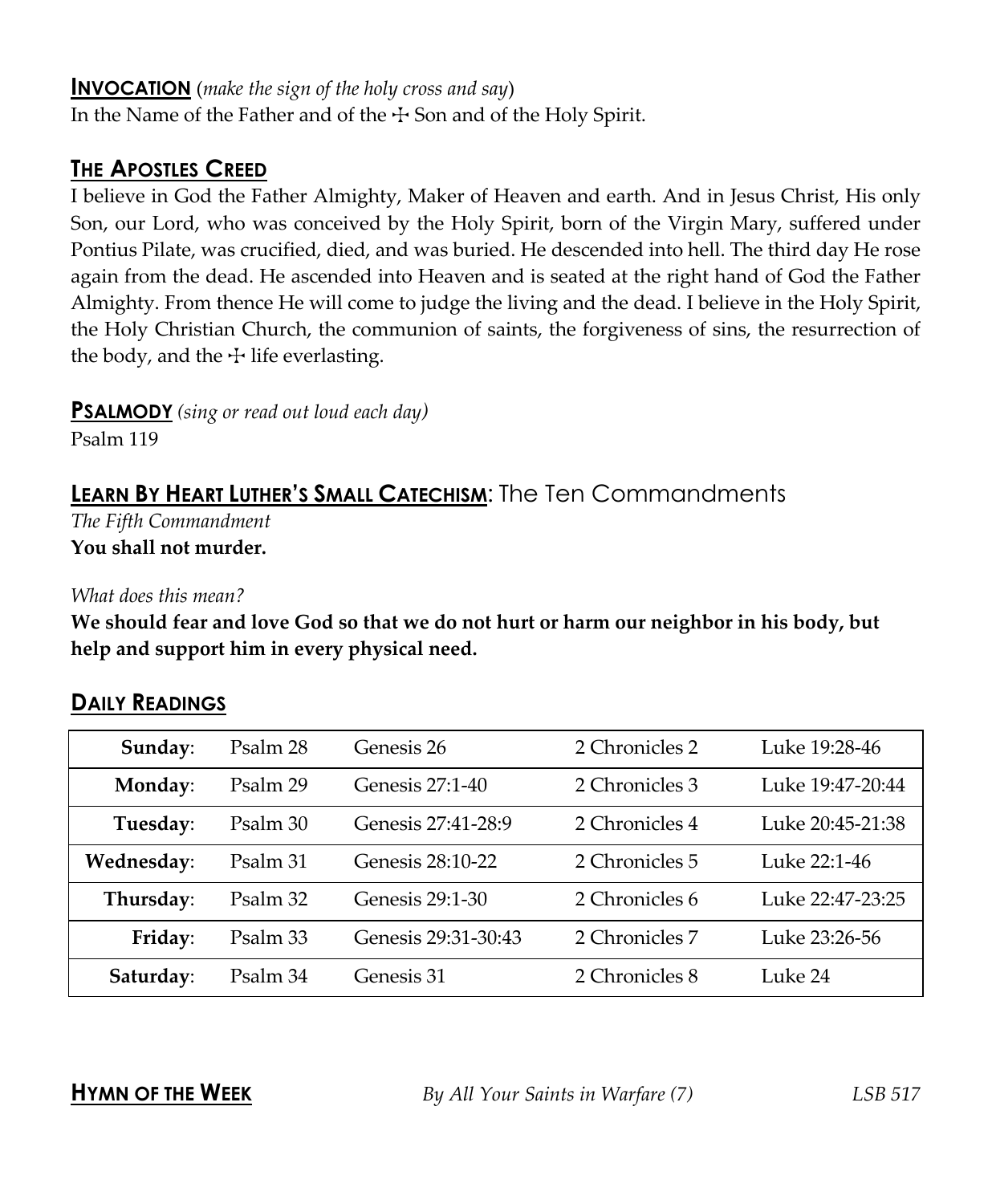## **INVOCATION** (*make the sign of the holy cross and say*)

In the Name of the Father and of the ☩ Son and of the Holy Spirit.

## **THE APOSTLES CREED**

I believe in God the Father Almighty, Maker of Heaven and earth. And in Jesus Christ, His only Son, our Lord, who was conceived by the Holy Spirit, born of the Virgin Mary, suffered under Pontius Pilate, was crucified, died, and was buried. He descended into hell. The third day He rose again from the dead. He ascended into Heaven and is seated at the right hand of God the Father Almighty. From thence He will come to judge the living and the dead. I believe in the Holy Spirit, the Holy Christian Church, the communion of saints, the forgiveness of sins, the resurrection of the body, and the ☩ life everlasting.

## **PSALMODY** *(sing or read out loud each day)*

Psalm 119

## **LEARN BY HEART LUTHER'S SMALL CATECHISM**: The Ten Commandments

*The Fifth Commandment*

**You shall not murder.**

*What does this mean?*

**We should fear and love God so that we do not hurt or harm our neighbor in his body, but help and support him in every physical need.**

## **DAILY READINGS**

| | | | | |
|---|---|---|---|---|
| **Sunday**: | Psalm 28 | Genesis 26 | 2 Chronicles 2 | Luke 19:28-46 |
| **Monday**: | Psalm 29 | Genesis 27:1-40 | 2 Chronicles 3 | Luke 19:47-20:44 |
| **Tuesday**: | Psalm 30 | Genesis 27:41-28:9 | 2 Chronicles 4 | Luke 20:45-21:38 |
| **Wednesday**: | Psalm 31 | Genesis 28:10-22 | 2 Chronicles 5 | Luke 22:1-46 |
| **Thursday**: | Psalm 32 | Genesis 29:1-30 | 2 Chronicles 6 | Luke 22:47-23:25 |
| **Friday**: | Psalm 33 | Genesis 29:31-30:43 | 2 Chronicles 7 | Luke 23:26-56 |
| **Saturday**: | Psalm 34 | Genesis 31 | 2 Chronicles 8 | Luke 24 |

## **HYMN OF THE WEEK** *By All Your Saints in Warfare (7)* *LSB 517*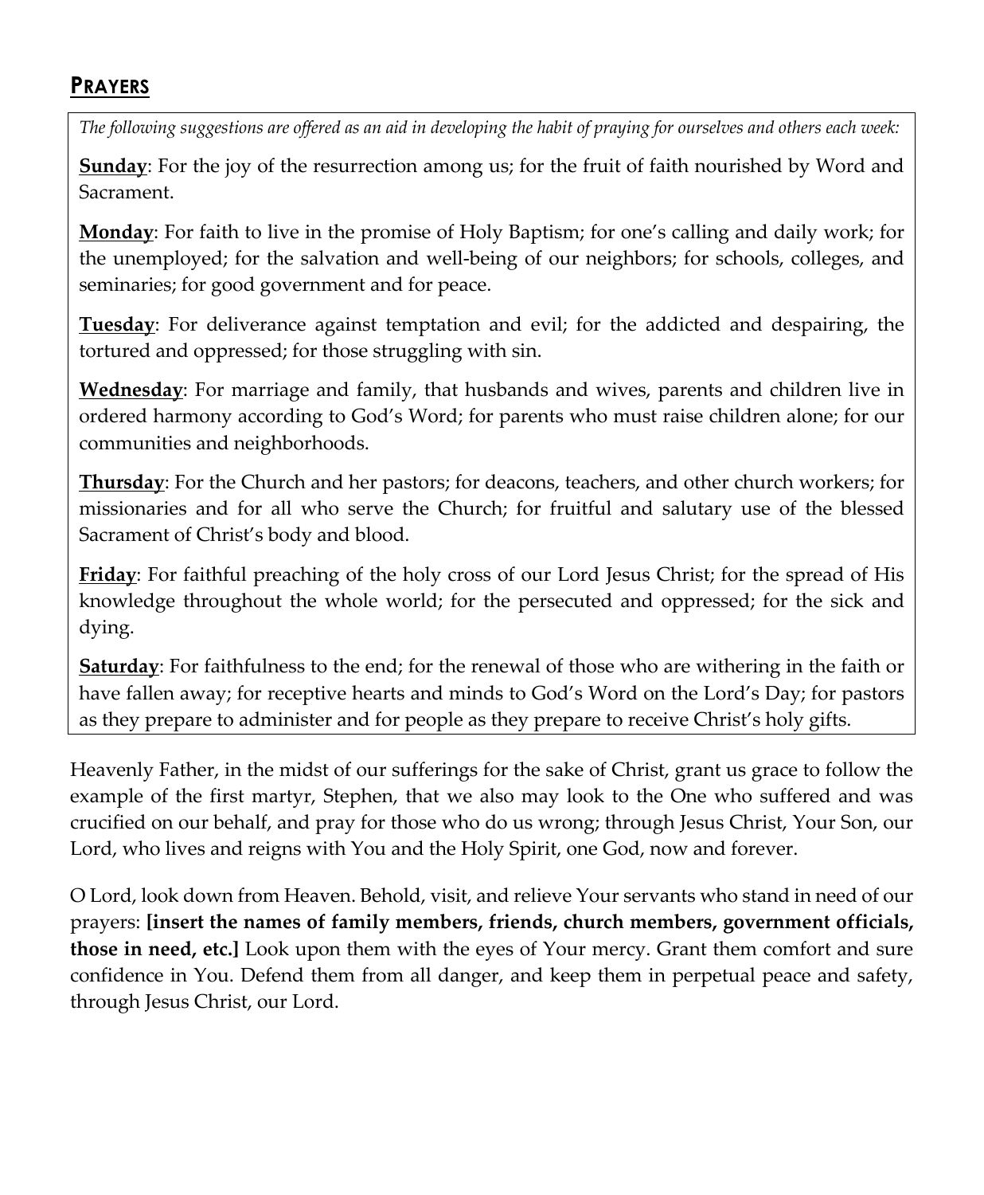## PRAYERS

*The following suggestions are offered as an aid in developing the habit of praying for ourselves and others each week:*

**Sunday**: For the joy of the resurrection among us; for the fruit of faith nourished by Word and Sacrament.

**Monday**: For faith to live in the promise of Holy Baptism; for one's calling and daily work; for the unemployed; for the salvation and well-being of our neighbors; for schools, colleges, and seminaries; for good government and for peace.

**Tuesday**: For deliverance against temptation and evil; for the addicted and despairing, the tortured and oppressed; for those struggling with sin.

**Wednesday**: For marriage and family, that husbands and wives, parents and children live in ordered harmony according to God's Word; for parents who must raise children alone; for our communities and neighborhoods.

**Thursday**: For the Church and her pastors; for deacons, teachers, and other church workers; for missionaries and for all who serve the Church; for fruitful and salutary use of the blessed Sacrament of Christ's body and blood.

**Friday**: For faithful preaching of the holy cross of our Lord Jesus Christ; for the spread of His knowledge throughout the whole world; for the persecuted and oppressed; for the sick and dying.

**Saturday**: For faithfulness to the end; for the renewal of those who are withering in the faith or have fallen away; for receptive hearts and minds to God's Word on the Lord's Day; for pastors as they prepare to administer and for people as they prepare to receive Christ's holy gifts.

Heavenly Father, in the midst of our sufferings for the sake of Christ, grant us grace to follow the example of the first martyr, Stephen, that we also may look to the One who suffered and was crucified on our behalf, and pray for those who do us wrong; through Jesus Christ, Your Son, our Lord, who lives and reigns with You and the Holy Spirit, one God, now and forever.

O Lord, look down from Heaven. Behold, visit, and relieve Your servants who stand in need of our prayers: **[insert the names of family members, friends, church members, government officials, those in need, etc.]** Look upon them with the eyes of Your mercy. Grant them comfort and sure confidence in You. Defend them from all danger, and keep them in perpetual peace and safety, through Jesus Christ, our Lord.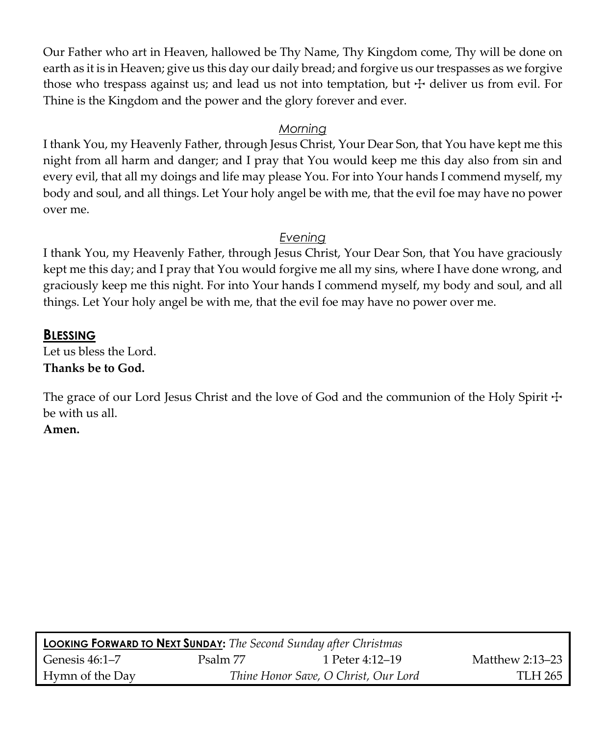Our Father who art in Heaven, hallowed be Thy Name, Thy Kingdom come, Thy will be done on earth as it is in Heaven; give us this day our daily bread; and forgive us our trespasses as we forgive those who trespass against us; and lead us not into temptation, but ☩ deliver us from evil. For Thine is the Kingdom and the power and the glory forever and ever.

*Morning*

I thank You, my Heavenly Father, through Jesus Christ, Your Dear Son, that You have kept me this night from all harm and danger; and I pray that You would keep me this day also from sin and every evil, that all my doings and life may please You. For into Your hands I commend myself, my body and soul, and all things. Let Your holy angel be with me, that the evil foe may have no power over me.

*Evening*

I thank You, my Heavenly Father, through Jesus Christ, Your Dear Son, that You have graciously kept me this day; and I pray that You would forgive me all my sins, where I have done wrong, and graciously keep me this night. For into Your hands I commend myself, my body and soul, and all things. Let Your holy angel be with me, that the evil foe may have no power over me.

## Blessing

Let us bless the Lord.
**Thanks be to God.**

The grace of our Lord Jesus Christ and the love of God and the communion of the Holy Spirit ☩ be with us all.
**Amen.**

| **Looking Forward to Next Sunday:** *The Second Sunday after Christmas* | | | |
|---|---|---|---|
| Genesis 46:1–7 | Psalm 77 | 1 Peter 4:12–19 | Matthew 2:13–23 |
| Hymn of the Day | *Thine Honor Save, O Christ, Our Lord* | | TLH 265 |